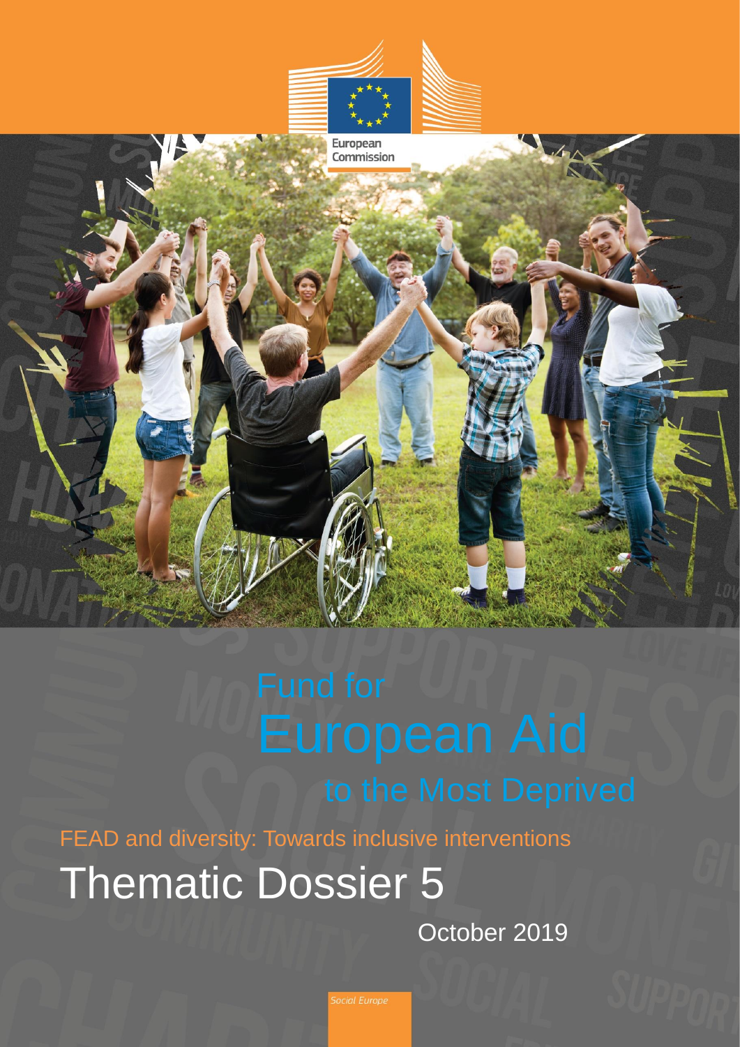European Commission

# Fund for European Aid to the Most Deprived

FEAD and diversity: Towards inclusive interventions

## Thematic Dossier 5

October 2019

Social Europe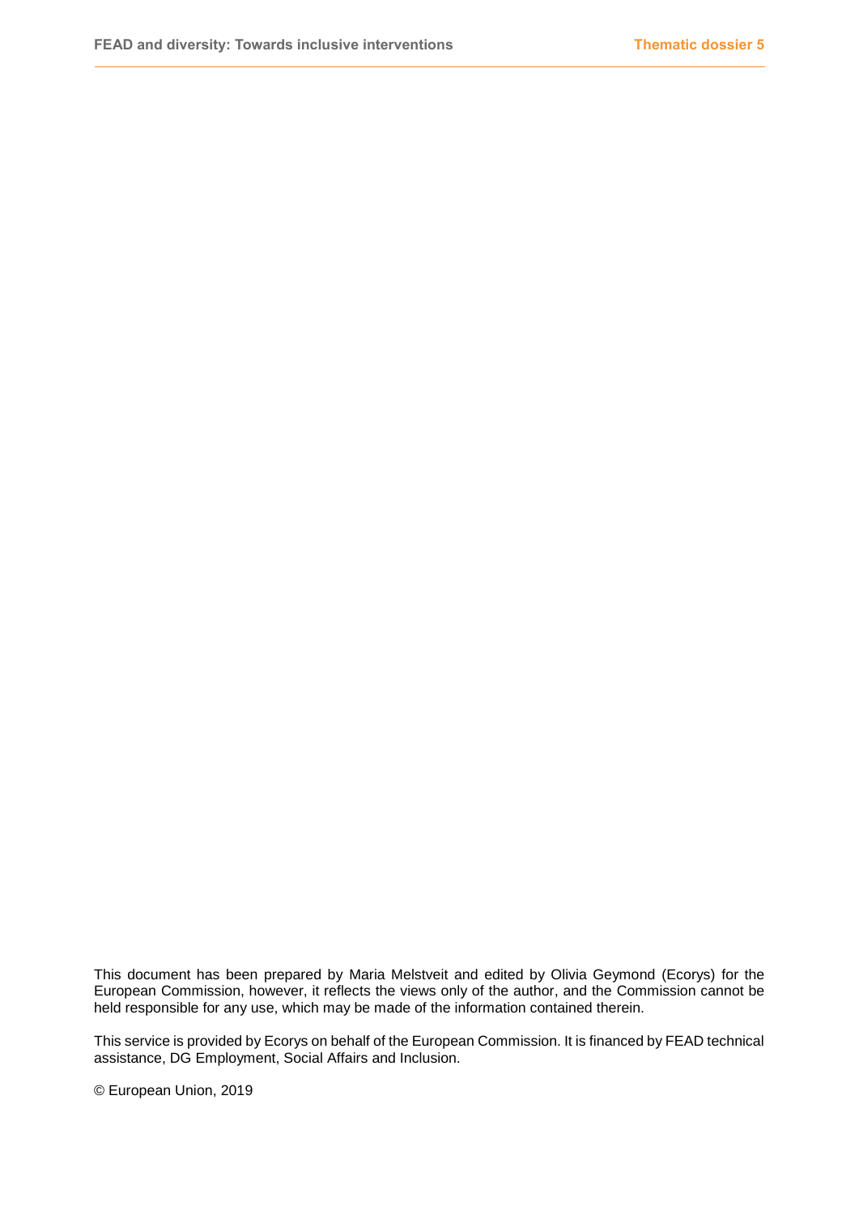This document has been prepared by Maria Melstveit and edited by Olivia Geymond (Ecorys) for the European Commission, however, it reflects the views only of the author, and the Commission cannot be held responsible for any use, which may be made of the information contained therein.

This service is provided by Ecorys on behalf of the European Commission. It is financed by FEAD technical assistance, DG Employment, Social Affairs and Inclusion.

© European Union, 2019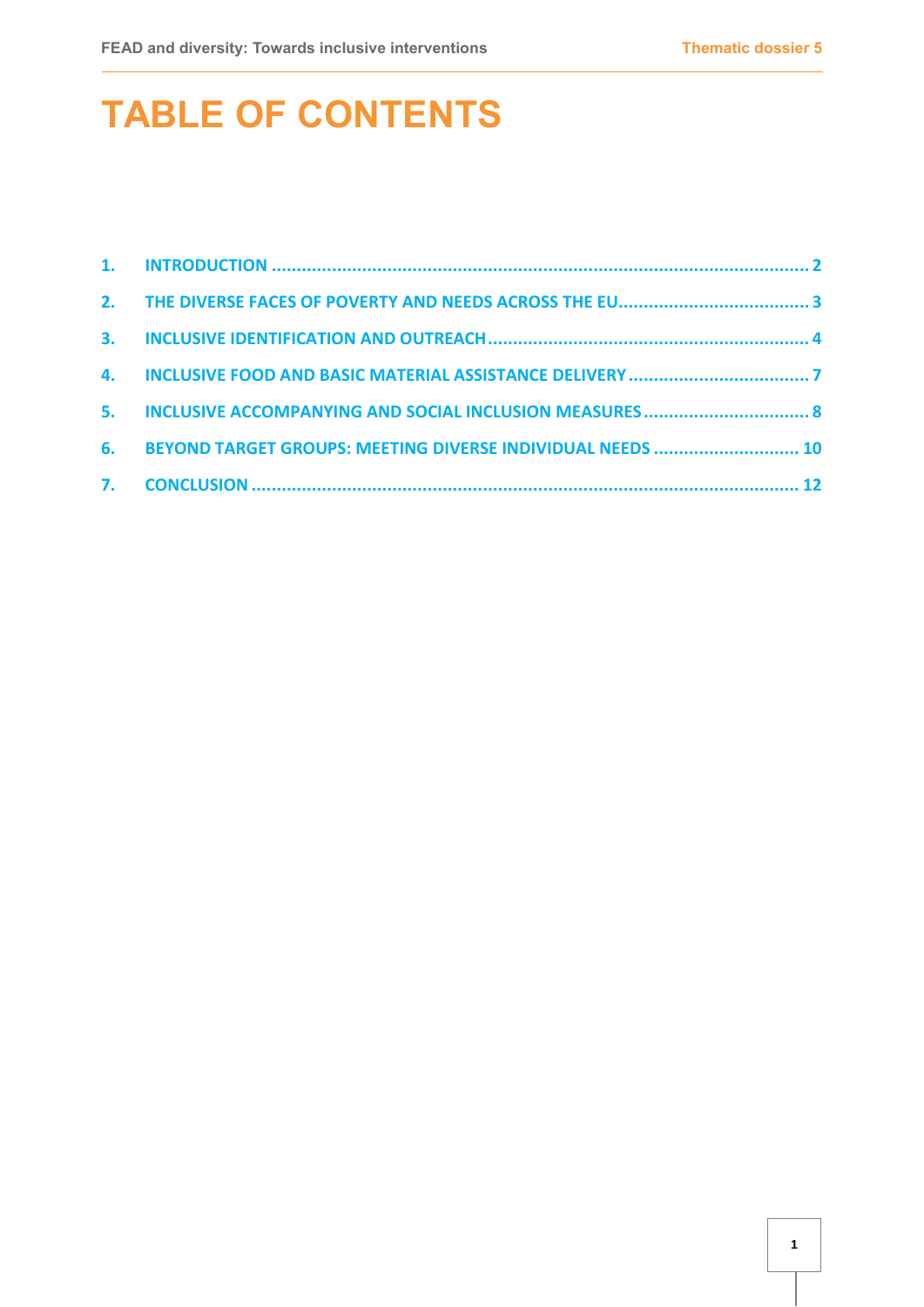# TABLE OF CONTENTS

1. INTRODUCTION ........................................................................................................ 2
2. THE DIVERSE FACES OF POVERTY AND NEEDS ACROSS THE EU...................................... 3
3. INCLUSIVE IDENTIFICATION AND OUTREACH................................................................ 4
4. INCLUSIVE FOOD AND BASIC MATERIAL ASSISTANCE DELIVERY .................................... 7
5. INCLUSIVE ACCOMPANYING AND SOCIAL INCLUSION MEASURES ................................. 8
6. BEYOND TARGET GROUPS: MEETING DIVERSE INDIVIDUAL NEEDS ............................. 10
7. CONCLUSION .......................................................................................................... 12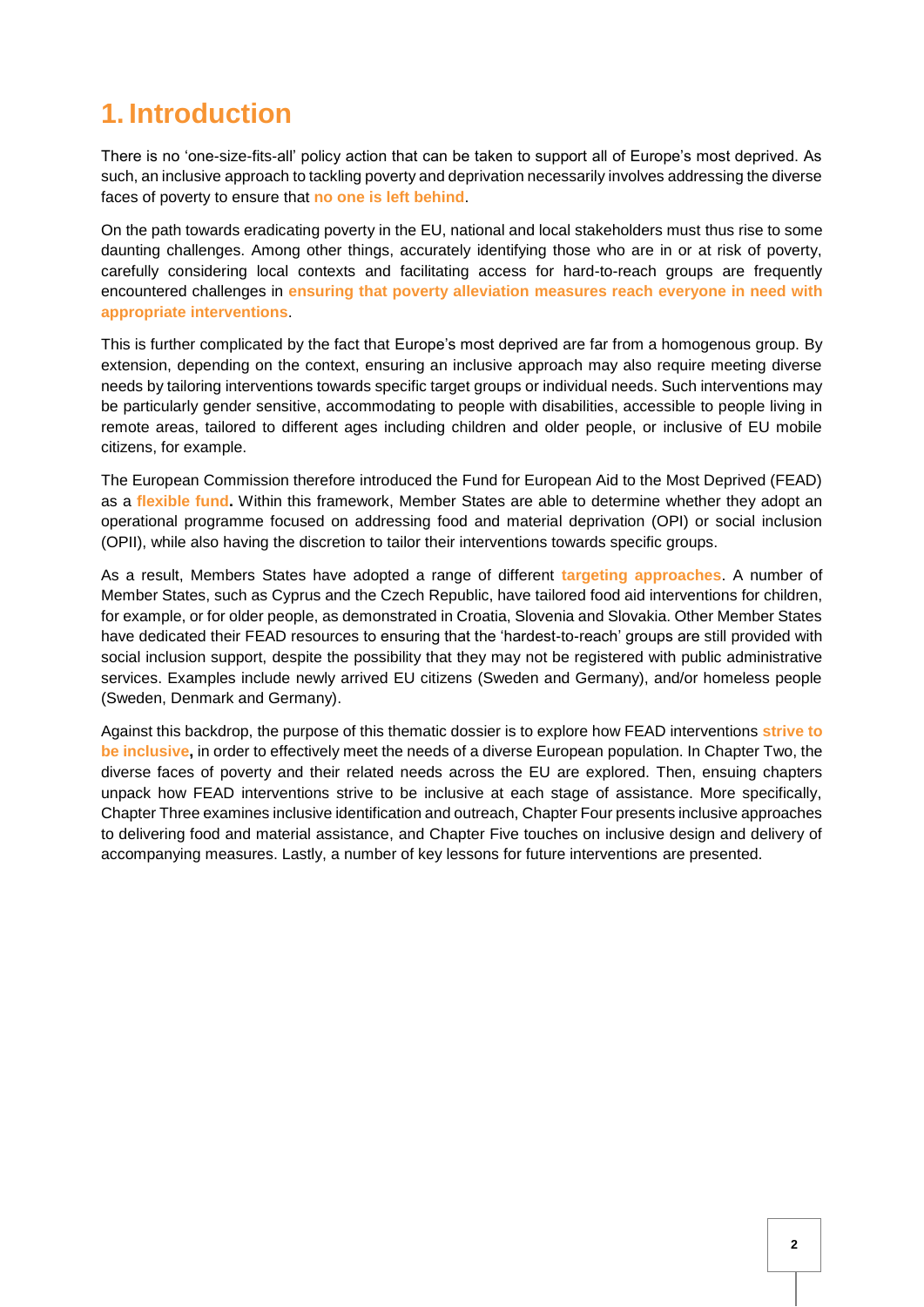# 1. Introduction

There is no 'one-size-fits-all' policy action that can be taken to support all of Europe's most deprived. As such, an inclusive approach to tackling poverty and deprivation necessarily involves addressing the diverse faces of poverty to ensure that **no one is left behind**.

On the path towards eradicating poverty in the EU, national and local stakeholders must thus rise to some daunting challenges. Among other things, accurately identifying those who are in or at risk of poverty, carefully considering local contexts and facilitating access for hard-to-reach groups are frequently encountered challenges in **ensuring that poverty alleviation measures reach everyone in need with appropriate interventions**.

This is further complicated by the fact that Europe's most deprived are far from a homogenous group. By extension, depending on the context, ensuring an inclusive approach may also require meeting diverse needs by tailoring interventions towards specific target groups or individual needs. Such interventions may be particularly gender sensitive, accommodating to people with disabilities, accessible to people living in remote areas, tailored to different ages including children and older people, or inclusive of EU mobile citizens, for example.

The European Commission therefore introduced the Fund for European Aid to the Most Deprived (FEAD) as a **flexible fund.** Within this framework, Member States are able to determine whether they adopt an operational programme focused on addressing food and material deprivation (OPI) or social inclusion (OPII), while also having the discretion to tailor their interventions towards specific groups.

As a result, Members States have adopted a range of different **targeting approaches**. A number of Member States, such as Cyprus and the Czech Republic, have tailored food aid interventions for children, for example, or for older people, as demonstrated in Croatia, Slovenia and Slovakia. Other Member States have dedicated their FEAD resources to ensuring that the 'hardest-to-reach' groups are still provided with social inclusion support, despite the possibility that they may not be registered with public administrative services. Examples include newly arrived EU citizens (Sweden and Germany), and/or homeless people (Sweden, Denmark and Germany).

Against this backdrop, the purpose of this thematic dossier is to explore how FEAD interventions **strive to be inclusive,** in order to effectively meet the needs of a diverse European population. In Chapter Two, the diverse faces of poverty and their related needs across the EU are explored. Then, ensuing chapters unpack how FEAD interventions strive to be inclusive at each stage of assistance. More specifically, Chapter Three examines inclusive identification and outreach, Chapter Four presents inclusive approaches to delivering food and material assistance, and Chapter Five touches on inclusive design and delivery of accompanying measures. Lastly, a number of key lessons for future interventions are presented.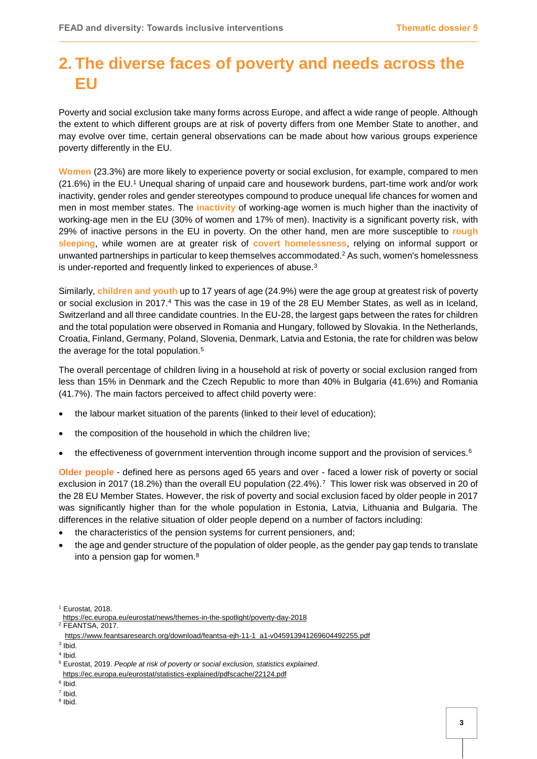# 2. The diverse faces of poverty and needs across the EU

Poverty and social exclusion take many forms across Europe, and affect a wide range of people. Although the extent to which different groups are at risk of poverty differs from one Member State to another, and may evolve over time, certain general observations can be made about how various groups experience poverty differently in the EU.

**Women** (23.3%) are more likely to experience poverty or social exclusion, for example, compared to men (21.6%) in the EU.[1] Unequal sharing of unpaid care and housework burdens, part-time work and/or work inactivity, gender roles and gender stereotypes compound to produce unequal life chances for women and men in most member states. The **inactivity** of working-age women is much higher than the inactivity of working-age men in the EU (30% of women and 17% of men). Inactivity is a significant poverty risk, with 29% of inactive persons in the EU in poverty. On the other hand, men are more susceptible to **rough sleeping**, while women are at greater risk of **covert homelessness**, relying on informal support or unwanted partnerships in particular to keep themselves accommodated.[2] As such, women's homelessness is under-reported and frequently linked to experiences of abuse.[3]

Similarly, **children and youth** up to 17 years of age (24.9%) were the age group at greatest risk of poverty or social exclusion in 2017.[4] This was the case in 19 of the 28 EU Member States, as well as in Iceland, Switzerland and all three candidate countries. In the EU-28, the largest gaps between the rates for children and the total population were observed in Romania and Hungary, followed by Slovakia. In the Netherlands, Croatia, Finland, Germany, Poland, Slovenia, Denmark, Latvia and Estonia, the rate for children was below the average for the total population.[5]

The overall percentage of children living in a household at risk of poverty or social exclusion ranged from less than 15% in Denmark and the Czech Republic to more than 40% in Bulgaria (41.6%) and Romania (41.7%). The main factors perceived to affect child poverty were:

- the labour market situation of the parents (linked to their level of education);
- the composition of the household in which the children live;
- the effectiveness of government intervention through income support and the provision of services.[6]

**Older people** - defined here as persons aged 65 years and over - faced a lower risk of poverty or social exclusion in 2017 (18.2%) than the overall EU population (22.4%).[7] This lower risk was observed in 20 of the 28 EU Member States. However, the risk of poverty and social exclusion faced by older people in 2017 was significantly higher than for the whole population in Estonia, Latvia, Lithuania and Bulgaria. The differences in the relative situation of older people depend on a number of factors including:

- the characteristics of the pension systems for current pensioners, and;
- the age and gender structure of the population of older people, as the gender pay gap tends to translate into a pension gap for women.[8]

---

[1] Eurostat, 2018. https://ec.europa.eu/eurostat/news/themes-in-the-spotlight/poverty-day-2018

[2] FEANTSA, 2017. https://www.feantsaresearch.org/download/feantsa-ejh-11-1_a1-v045913941269604492255.pdf

[3] Ibid.

[4] Ibid.

[5] Eurostat, 2019. *People at risk of poverty or social exclusion, statistics explained*. https://ec.europa.eu/eurostat/statistics-explained/pdfscache/22124.pdf

[6] Ibid.

[7] Ibid.

[8] Ibid.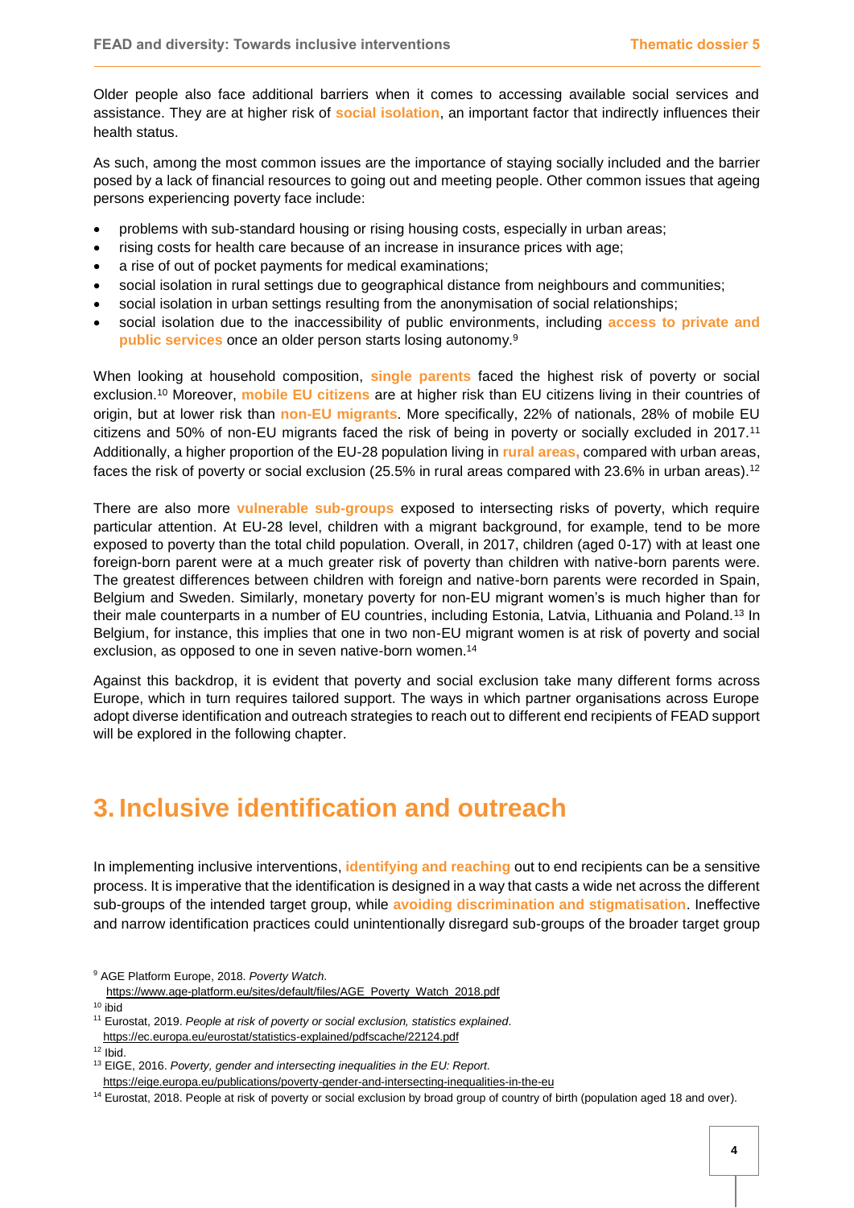Older people also face additional barriers when it comes to accessing available social services and assistance. They are at higher risk of **social isolation**, an important factor that indirectly influences their health status.

As such, among the most common issues are the importance of staying socially included and the barrier posed by a lack of financial resources to going out and meeting people. Other common issues that ageing persons experiencing poverty face include:

- problems with sub-standard housing or rising housing costs, especially in urban areas;
- rising costs for health care because of an increase in insurance prices with age;
- a rise of out of pocket payments for medical examinations;
- social isolation in rural settings due to geographical distance from neighbours and communities;
- social isolation in urban settings resulting from the anonymisation of social relationships;
- social isolation due to the inaccessibility of public environments, including **access to private and public services** once an older person starts losing autonomy.[9]

When looking at household composition, **single parents** faced the highest risk of poverty or social exclusion.[10] Moreover, **mobile EU citizens** are at higher risk than EU citizens living in their countries of origin, but at lower risk than **non-EU migrants**. More specifically, 22% of nationals, 28% of mobile EU citizens and 50% of non-EU migrants faced the risk of being in poverty or socially excluded in 2017.[11] Additionally, a higher proportion of the EU-28 population living in **rural areas,** compared with urban areas, faces the risk of poverty or social exclusion (25.5% in rural areas compared with 23.6% in urban areas).[12]

There are also more **vulnerable sub-groups** exposed to intersecting risks of poverty, which require particular attention. At EU-28 level, children with a migrant background, for example, tend to be more exposed to poverty than the total child population. Overall, in 2017, children (aged 0-17) with at least one foreign-born parent were at a much greater risk of poverty than children with native-born parents were. The greatest differences between children with foreign and native-born parents were recorded in Spain, Belgium and Sweden. Similarly, monetary poverty for non-EU migrant women's is much higher than for their male counterparts in a number of EU countries, including Estonia, Latvia, Lithuania and Poland.[13] In Belgium, for instance, this implies that one in two non-EU migrant women is at risk of poverty and social exclusion, as opposed to one in seven native-born women.[14]

Against this backdrop, it is evident that poverty and social exclusion take many different forms across Europe, which in turn requires tailored support. The ways in which partner organisations across Europe adopt diverse identification and outreach strategies to reach out to different end recipients of FEAD support will be explored in the following chapter.

# 3. Inclusive identification and outreach

In implementing inclusive interventions, **identifying and reaching** out to end recipients can be a sensitive process. It is imperative that the identification is designed in a way that casts a wide net across the different sub-groups of the intended target group, while **avoiding discrimination and stigmatisation**. Ineffective and narrow identification practices could unintentionally disregard sub-groups of the broader target group

---

[9] AGE Platform Europe, 2018. *Poverty Watch*. https://www.age-platform.eu/sites/default/files/AGE_Poverty_Watch_2018.pdf

[10] ibid

[11] Eurostat, 2019. *People at risk of poverty or social exclusion, statistics explained*. https://ec.europa.eu/eurostat/statistics-explained/pdfscache/22124.pdf

[12] Ibid.

[13] EIGE, 2016. *Poverty, gender and intersecting inequalities in the EU: Report.* https://eige.europa.eu/publications/poverty-gender-and-intersecting-inequalities-in-the-eu

[14] Eurostat, 2018. People at risk of poverty or social exclusion by broad group of country of birth (population aged 18 and over).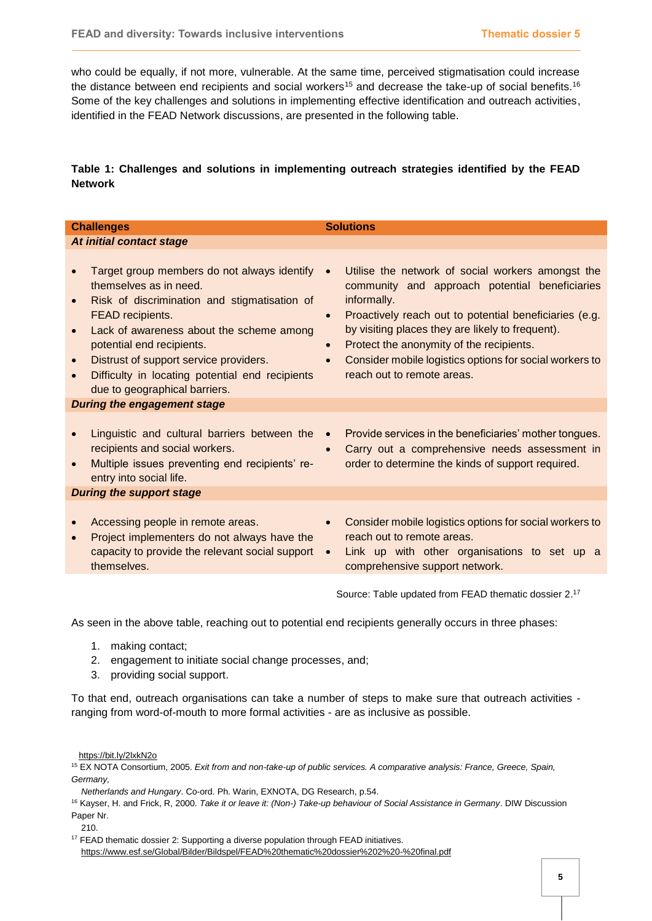who could be equally, if not more, vulnerable. At the same time, perceived stigmatisation could increase the distance between end recipients and social workers[15] and decrease the take-up of social benefits.[16] Some of the key challenges and solutions in implementing effective identification and outreach activities, identified in the FEAD Network discussions, are presented in the following table.

**Table 1: Challenges and solutions in implementing outreach strategies identified by the FEAD Network**

| Challenges | Solutions |
|---|---|
| ***At initial contact stage*** | |
| • Target group members do not always identify themselves as in need.<br>• Risk of discrimination and stigmatisation of FEAD recipients.<br>• Lack of awareness about the scheme among potential end recipients.<br>• Distrust of support service providers.<br>• Difficulty in locating potential end recipients due to geographical barriers. | • Utilise the network of social workers amongst the community and approach potential beneficiaries informally.<br>• Proactively reach out to potential beneficiaries (e.g. by visiting places they are likely to frequent).<br>• Protect the anonymity of the recipients.<br>• Consider mobile logistics options for social workers to reach out to remote areas. |
| ***During the engagement stage*** | |
| • Linguistic and cultural barriers between the recipients and social workers.<br>• Multiple issues preventing end recipients' re-entry into social life. | • Provide services in the beneficiaries' mother tongues.<br>• Carry out a comprehensive needs assessment in order to determine the kinds of support required. |
| ***During the support stage*** | |
| • Accessing people in remote areas.<br>• Project implementers do not always have the capacity to provide the relevant social support themselves. | • Consider mobile logistics options for social workers to reach out to remote areas.<br>• Link up with other organisations to set up a comprehensive support network. |

Source: Table updated from FEAD thematic dossier 2.[17]

As seen in the above table, reaching out to potential end recipients generally occurs in three phases:

1. making contact;
2. engagement to initiate social change processes, and;
3. providing social support.

To that end, outreach organisations can take a number of steps to make sure that outreach activities - ranging from word-of-mouth to more formal activities - are as inclusive as possible.

https://bit.ly/2lxkN2o

[15] EX NOTA Consortium, 2005. *Exit from and non-take-up of public services. A comparative analysis: France, Greece, Spain, Germany, Netherlands and Hungary*. Co-ord. Ph. Warin, EXNOTA, DG Research, p.54.

[16] Kayser, H. and Frick, R, 2000. *Take it or leave it: (Non-) Take-up behaviour of Social Assistance in Germany*. DIW Discussion Paper Nr. 210.

[17] FEAD thematic dossier 2: Supporting a diverse population through FEAD initiatives. https://www.esf.se/Global/Bilder/Bildspel/FEAD%20thematic%20dossier%202%20-%20final.pdf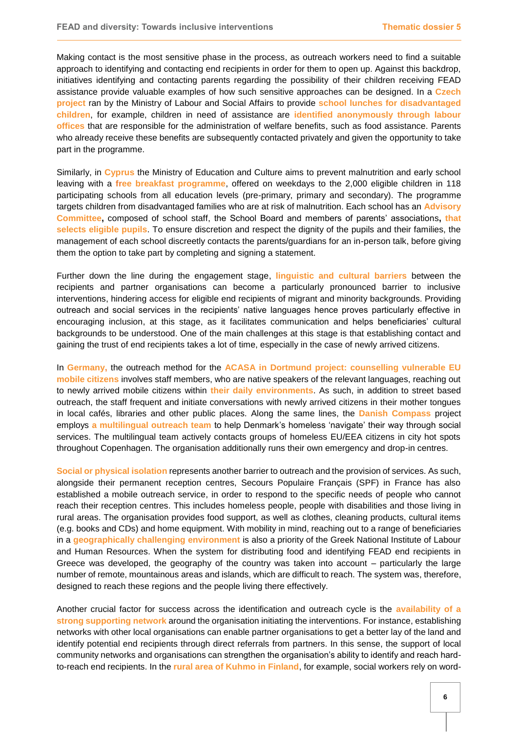Making contact is the most sensitive phase in the process, as outreach workers need to find a suitable approach to identifying and contacting end recipients in order for them to open up. Against this backdrop, initiatives identifying and contacting parents regarding the possibility of their children receiving FEAD assistance provide valuable examples of how such sensitive approaches can be designed. In a **Czech project** ran by the Ministry of Labour and Social Affairs to provide **school lunches for disadvantaged children**, for example, children in need of assistance are **identified anonymously through labour offices** that are responsible for the administration of welfare benefits, such as food assistance. Parents who already receive these benefits are subsequently contacted privately and given the opportunity to take part in the programme.

Similarly, in **Cyprus** the Ministry of Education and Culture aims to prevent malnutrition and early school leaving with a **free breakfast programme**, offered on weekdays to the 2,000 eligible children in 118 participating schools from all education levels (pre-primary, primary and secondary). The programme targets children from disadvantaged families who are at risk of malnutrition. Each school has an **Advisory Committee**, composed of school staff, the School Board and members of parents' associations, **that selects eligible pupils**. To ensure discretion and respect the dignity of the pupils and their families, the management of each school discreetly contacts the parents/guardians for an in-person talk, before giving them the option to take part by completing and signing a statement.

Further down the line during the engagement stage, **linguistic and cultural barriers** between the recipients and partner organisations can become a particularly pronounced barrier to inclusive interventions, hindering access for eligible end recipients of migrant and minority backgrounds. Providing outreach and social services in the recipients' native languages hence proves particularly effective in encouraging inclusion, at this stage, as it facilitates communication and helps beneficiaries' cultural backgrounds to be understood. One of the main challenges at this stage is that establishing contact and gaining the trust of end recipients takes a lot of time, especially in the case of newly arrived citizens.

In **Germany,** the outreach method for the **ACASA in Dortmund project: counselling vulnerable EU mobile citizens** involves staff members, who are native speakers of the relevant languages, reaching out to newly arrived mobile citizens within **their daily environments**. As such, in addition to street based outreach, the staff frequent and initiate conversations with newly arrived citizens in their mother tongues in local cafés, libraries and other public places. Along the same lines, the **Danish Compass** project employs **a multilingual outreach team** to help Denmark's homeless 'navigate' their way through social services. The multilingual team actively contacts groups of homeless EU/EEA citizens in city hot spots throughout Copenhagen. The organisation additionally runs their own emergency and drop-in centres.

**Social or physical isolation** represents another barrier to outreach and the provision of services. As such, alongside their permanent reception centres, Secours Populaire Français (SPF) in France has also established a mobile outreach service, in order to respond to the specific needs of people who cannot reach their reception centres. This includes homeless people, people with disabilities and those living in rural areas. The organisation provides food support, as well as clothes, cleaning products, cultural items (e.g. books and CDs) and home equipment. With mobility in mind, reaching out to a range of beneficiaries in a **geographically challenging environment** is also a priority of the Greek National Institute of Labour and Human Resources. When the system for distributing food and identifying FEAD end recipients in Greece was developed, the geography of the country was taken into account – particularly the large number of remote, mountainous areas and islands, which are difficult to reach. The system was, therefore, designed to reach these regions and the people living there effectively.

Another crucial factor for success across the identification and outreach cycle is the **availability of a strong supporting network** around the organisation initiating the interventions. For instance, establishing networks with other local organisations can enable partner organisations to get a better lay of the land and identify potential end recipients through direct referrals from partners. In this sense, the support of local community networks and organisations can strengthen the organisation's ability to identify and reach hard-to-reach end recipients. In the **rural area of Kuhmo in Finland**, for example, social workers rely on word-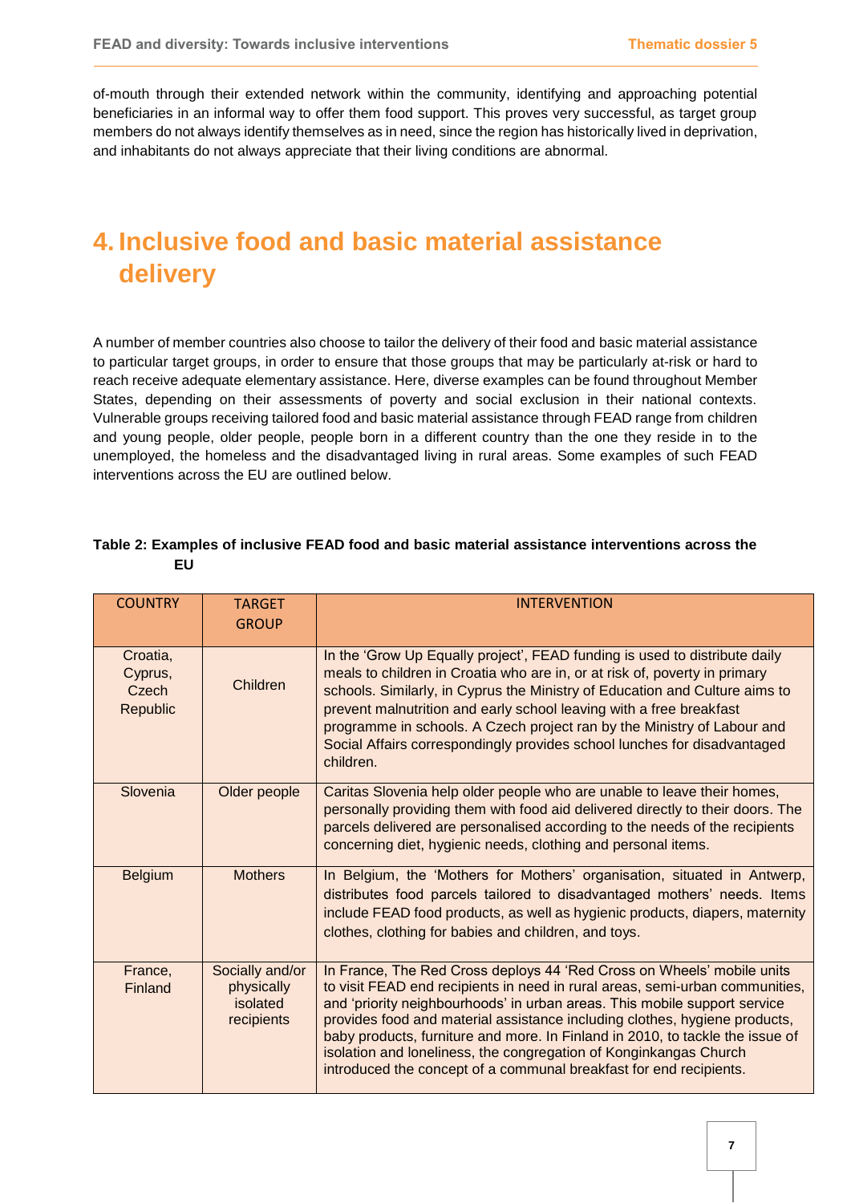of-mouth through their extended network within the community, identifying and approaching potential beneficiaries in an informal way to offer them food support. This proves very successful, as target group members do not always identify themselves as in need, since the region has historically lived in deprivation, and inhabitants do not always appreciate that their living conditions are abnormal.

# 4. Inclusive food and basic material assistance delivery

A number of member countries also choose to tailor the delivery of their food and basic material assistance to particular target groups, in order to ensure that those groups that may be particularly at-risk or hard to reach receive adequate elementary assistance. Here, diverse examples can be found throughout Member States, depending on their assessments of poverty and social exclusion in their national contexts. Vulnerable groups receiving tailored food and basic material assistance through FEAD range from children and young people, older people, people born in a different country than the one they reside in to the unemployed, the homeless and the disadvantaged living in rural areas. Some examples of such FEAD interventions across the EU are outlined below.

**Table 2: Examples of inclusive FEAD food and basic material assistance interventions across the EU**

| COUNTRY | TARGET GROUP | INTERVENTION |
|---|---|---|
| Croatia, Cyprus, Czech Republic | Children | In the 'Grow Up Equally project', FEAD funding is used to distribute daily meals to children in Croatia who are in, or at risk of, poverty in primary schools. Similarly, in Cyprus the Ministry of Education and Culture aims to prevent malnutrition and early school leaving with a free breakfast programme in schools. A Czech project ran by the Ministry of Labour and Social Affairs correspondingly provides school lunches for disadvantaged children. |
| Slovenia | Older people | Caritas Slovenia help older people who are unable to leave their homes, personally providing them with food aid delivered directly to their doors. The parcels delivered are personalised according to the needs of the recipients concerning diet, hygienic needs, clothing and personal items. |
| Belgium | Mothers | In Belgium, the 'Mothers for Mothers' organisation, situated in Antwerp, distributes food parcels tailored to disadvantaged mothers' needs. Items include FEAD food products, as well as hygienic products, diapers, maternity clothes, clothing for babies and children, and toys. |
| France, Finland | Socially and/or physically isolated recipients | In France, The Red Cross deploys 44 'Red Cross on Wheels' mobile units to visit FEAD end recipients in need in rural areas, semi-urban communities, and 'priority neighbourhoods' in urban areas. This mobile support service provides food and material assistance including clothes, hygiene products, baby products, furniture and more. In Finland in 2010, to tackle the issue of isolation and loneliness, the congregation of Konginkangas Church introduced the concept of a communal breakfast for end recipients. |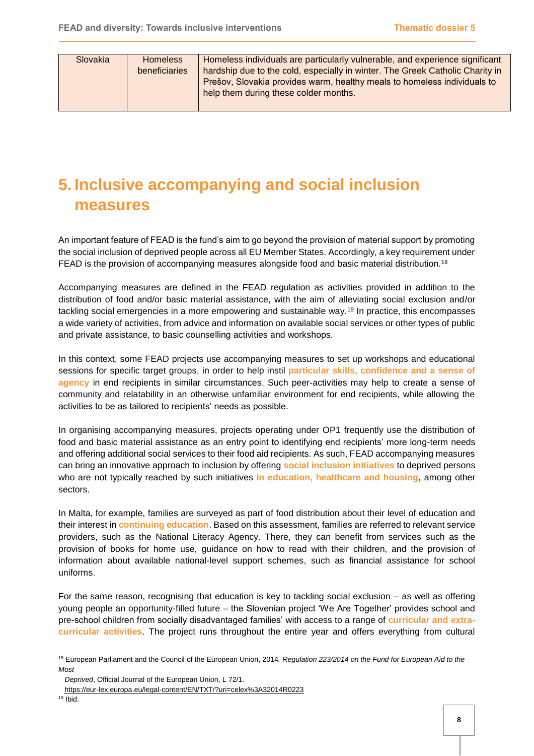| Slovakia | Homeless beneficiaries | Homeless individuals are particularly vulnerable, and experience significant hardship due to the cold, especially in winter. The Greek Catholic Charity in Prešov, Slovakia provides warm, healthy meals to homeless individuals to help them during these colder months. |
|---|---|---|

# 5. Inclusive accompanying and social inclusion measures

An important feature of FEAD is the fund's aim to go beyond the provision of material support by promoting the social inclusion of deprived people across all EU Member States. Accordingly, a key requirement under FEAD is the provision of accompanying measures alongside food and basic material distribution.[18]

Accompanying measures are defined in the FEAD regulation as activities provided in addition to the distribution of food and/or basic material assistance, with the aim of alleviating social exclusion and/or tackling social emergencies in a more empowering and sustainable way.[19] In practice, this encompasses a wide variety of activities, from advice and information on available social services or other types of public and private assistance, to basic counselling activities and workshops.

In this context, some FEAD projects use accompanying measures to set up workshops and educational sessions for specific target groups, in order to help instil **particular skills, confidence and a sense of agency** in end recipients in similar circumstances. Such peer-activities may help to create a sense of community and relatability in an otherwise unfamiliar environment for end recipients, while allowing the activities to be as tailored to recipients' needs as possible.

In organising accompanying measures, projects operating under OP1 frequently use the distribution of food and basic material assistance as an entry point to identifying end recipients' more long-term needs and offering additional social services to their food aid recipients. As such, FEAD accompanying measures can bring an innovative approach to inclusion by offering **social inclusion initiatives** to deprived persons who are not typically reached by such initiatives **in education, healthcare and housing**, among other sectors.

In Malta, for example, families are surveyed as part of food distribution about their level of education and their interest in **continuing education**. Based on this assessment, families are referred to relevant service providers, such as the National Literacy Agency. There, they can benefit from services such as the provision of books for home use, guidance on how to read with their children, and the provision of information about available national-level support schemes, such as financial assistance for school uniforms.

For the same reason, recognising that education is key to tackling social exclusion – as well as offering young people an opportunity-filled future – the Slovenian project 'We Are Together' provides school and pre-school children from socially disadvantaged families' with access to a range of **curricular and extra-curricular activities**. The project runs throughout the entire year and offers everything from cultural

[18] European Parliament and the Council of the European Union, 2014. *Regulation 223/2014 on the Fund for European Aid to the Most Deprived*, Official Journal of the European Union, L 72/1. https://eur-lex.europa.eu/legal-content/EN/TXT/?uri=celex%3A32014R0223

[19] Ibid.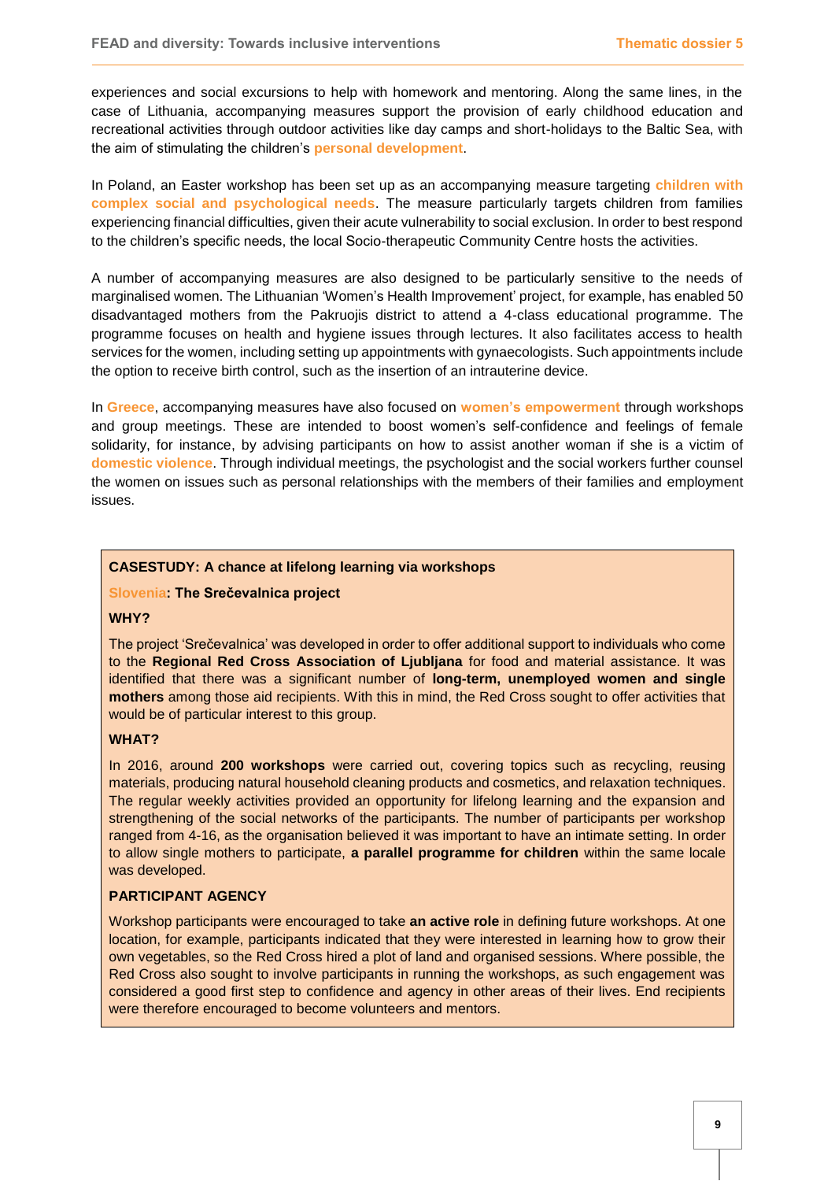experiences and social excursions to help with homework and mentoring. Along the same lines, in the case of Lithuania, accompanying measures support the provision of early childhood education and recreational activities through outdoor activities like day camps and short-holidays to the Baltic Sea, with the aim of stimulating the children's **personal development**.

In Poland, an Easter workshop has been set up as an accompanying measure targeting **children with complex social and psychological needs**. The measure particularly targets children from families experiencing financial difficulties, given their acute vulnerability to social exclusion. In order to best respond to the children's specific needs, the local Socio-therapeutic Community Centre hosts the activities.

A number of accompanying measures are also designed to be particularly sensitive to the needs of marginalised women. The Lithuanian 'Women's Health Improvement' project, for example, has enabled 50 disadvantaged mothers from the Pakruojis district to attend a 4-class educational programme. The programme focuses on health and hygiene issues through lectures. It also facilitates access to health services for the women, including setting up appointments with gynaecologists. Such appointments include the option to receive birth control, such as the insertion of an intrauterine device.

In **Greece**, accompanying measures have also focused on **women's empowerment** through workshops and group meetings. These are intended to boost women's self-confidence and feelings of female solidarity, for instance, by advising participants on how to assist another woman if she is a victim of **domestic violence**. Through individual meetings, the psychologist and the social workers further counsel the women on issues such as personal relationships with the members of their families and employment issues.

**CASESTUDY: A chance at lifelong learning via workshops**

**Slovenia: The Srečevalnica project**

**WHY?**

The project 'Srečevalnica' was developed in order to offer additional support to individuals who come to the **Regional Red Cross Association of Ljubljana** for food and material assistance. It was identified that there was a significant number of **long-term, unemployed women and single mothers** among those aid recipients. With this in mind, the Red Cross sought to offer activities that would be of particular interest to this group.

**WHAT?**

In 2016, around **200 workshops** were carried out, covering topics such as recycling, reusing materials, producing natural household cleaning products and cosmetics, and relaxation techniques. The regular weekly activities provided an opportunity for lifelong learning and the expansion and strengthening of the social networks of the participants. The number of participants per workshop ranged from 4-16, as the organisation believed it was important to have an intimate setting. In order to allow single mothers to participate, **a parallel programme for children** within the same locale was developed.

**PARTICIPANT AGENCY**

Workshop participants were encouraged to take **an active role** in defining future workshops. At one location, for example, participants indicated that they were interested in learning how to grow their own vegetables, so the Red Cross hired a plot of land and organised sessions. Where possible, the Red Cross also sought to involve participants in running the workshops, as such engagement was considered a good first step to confidence and agency in other areas of their lives. End recipients were therefore encouraged to become volunteers and mentors.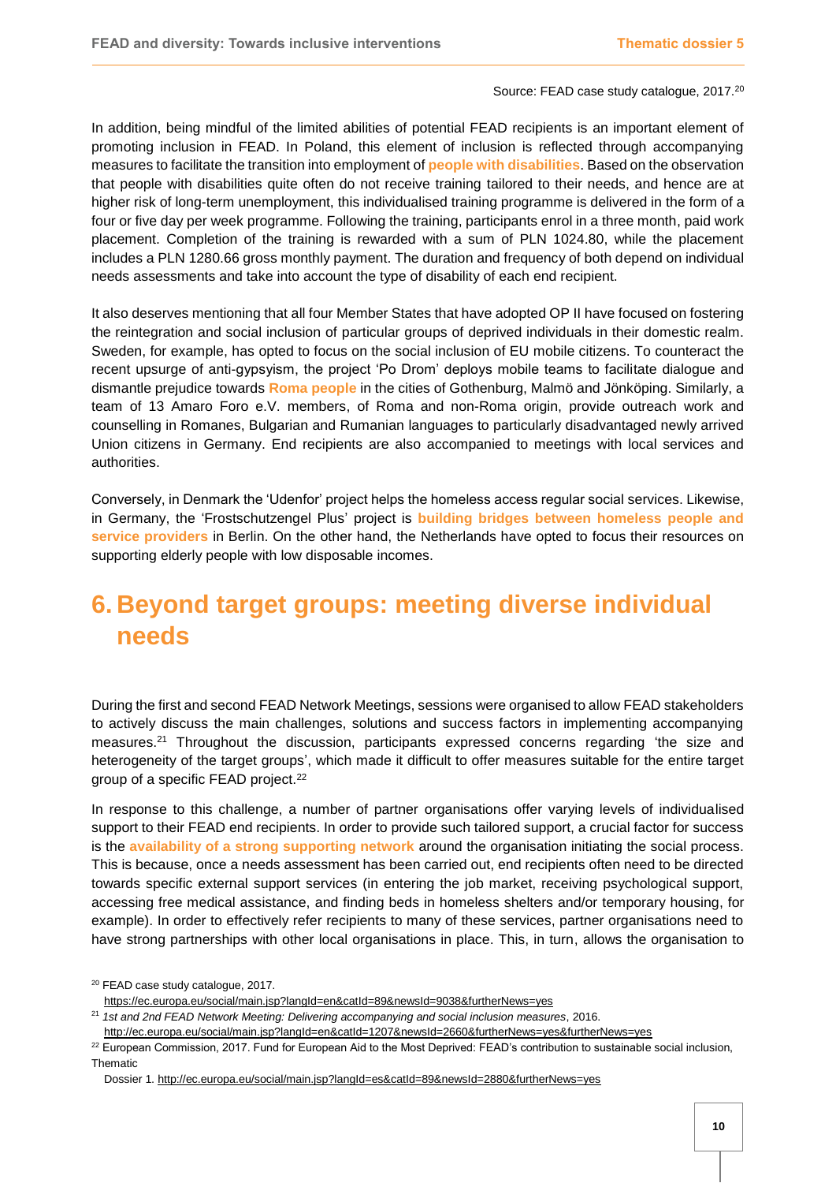Source: FEAD case study catalogue, 2017.[20]

In addition, being mindful of the limited abilities of potential FEAD recipients is an important element of promoting inclusion in FEAD. In Poland, this element of inclusion is reflected through accompanying measures to facilitate the transition into employment of **people with disabilities**. Based on the observation that people with disabilities quite often do not receive training tailored to their needs, and hence are at higher risk of long-term unemployment, this individualised training programme is delivered in the form of a four or five day per week programme. Following the training, participants enrol in a three month, paid work placement. Completion of the training is rewarded with a sum of PLN 1024.80, while the placement includes a PLN 1280.66 gross monthly payment. The duration and frequency of both depend on individual needs assessments and take into account the type of disability of each end recipient.

It also deserves mentioning that all four Member States that have adopted OP II have focused on fostering the reintegration and social inclusion of particular groups of deprived individuals in their domestic realm. Sweden, for example, has opted to focus on the social inclusion of EU mobile citizens. To counteract the recent upsurge of anti-gypsyism, the project 'Po Drom' deploys mobile teams to facilitate dialogue and dismantle prejudice towards **Roma people** in the cities of Gothenburg, Malmö and Jönköping. Similarly, a team of 13 Amaro Foro e.V. members, of Roma and non-Roma origin, provide outreach work and counselling in Romanes, Bulgarian and Rumanian languages to particularly disadvantaged newly arrived Union citizens in Germany. End recipients are also accompanied to meetings with local services and authorities.

Conversely, in Denmark the 'Udenfor' project helps the homeless access regular social services. Likewise, in Germany, the 'Frostschutzengel Plus' project is **building bridges between homeless people and service providers** in Berlin. On the other hand, the Netherlands have opted to focus their resources on supporting elderly people with low disposable incomes.

# 6. Beyond target groups: meeting diverse individual needs

During the first and second FEAD Network Meetings, sessions were organised to allow FEAD stakeholders to actively discuss the main challenges, solutions and success factors in implementing accompanying measures.[21] Throughout the discussion, participants expressed concerns regarding 'the size and heterogeneity of the target groups', which made it difficult to offer measures suitable for the entire target group of a specific FEAD project.[22]

In response to this challenge, a number of partner organisations offer varying levels of individualised support to their FEAD end recipients. In order to provide such tailored support, a crucial factor for success is the **availability of a strong supporting network** around the organisation initiating the social process. This is because, once a needs assessment has been carried out, end recipients often need to be directed towards specific external support services (in entering the job market, receiving psychological support, accessing free medical assistance, and finding beds in homeless shelters and/or temporary housing, for example). In order to effectively refer recipients to many of these services, partner organisations need to have strong partnerships with other local organisations in place. This, in turn, allows the organisation to

---

[20] FEAD case study catalogue, 2017. https://ec.europa.eu/social/main.jsp?langId=en&catId=89&newsId=9038&furtherNews=yes

[21] *1st and 2nd FEAD Network Meeting: Delivering accompanying and social inclusion measures*, 2016. http://ec.europa.eu/social/main.jsp?langId=en&catId=1207&newsId=2660&furtherNews=yes&furtherNews=yes

[22] European Commission, 2017. Fund for European Aid to the Most Deprived: FEAD's contribution to sustainable social inclusion, Thematic Dossier 1. http://ec.europa.eu/social/main.jsp?langId=es&catId=89&newsId=2880&furtherNews=yes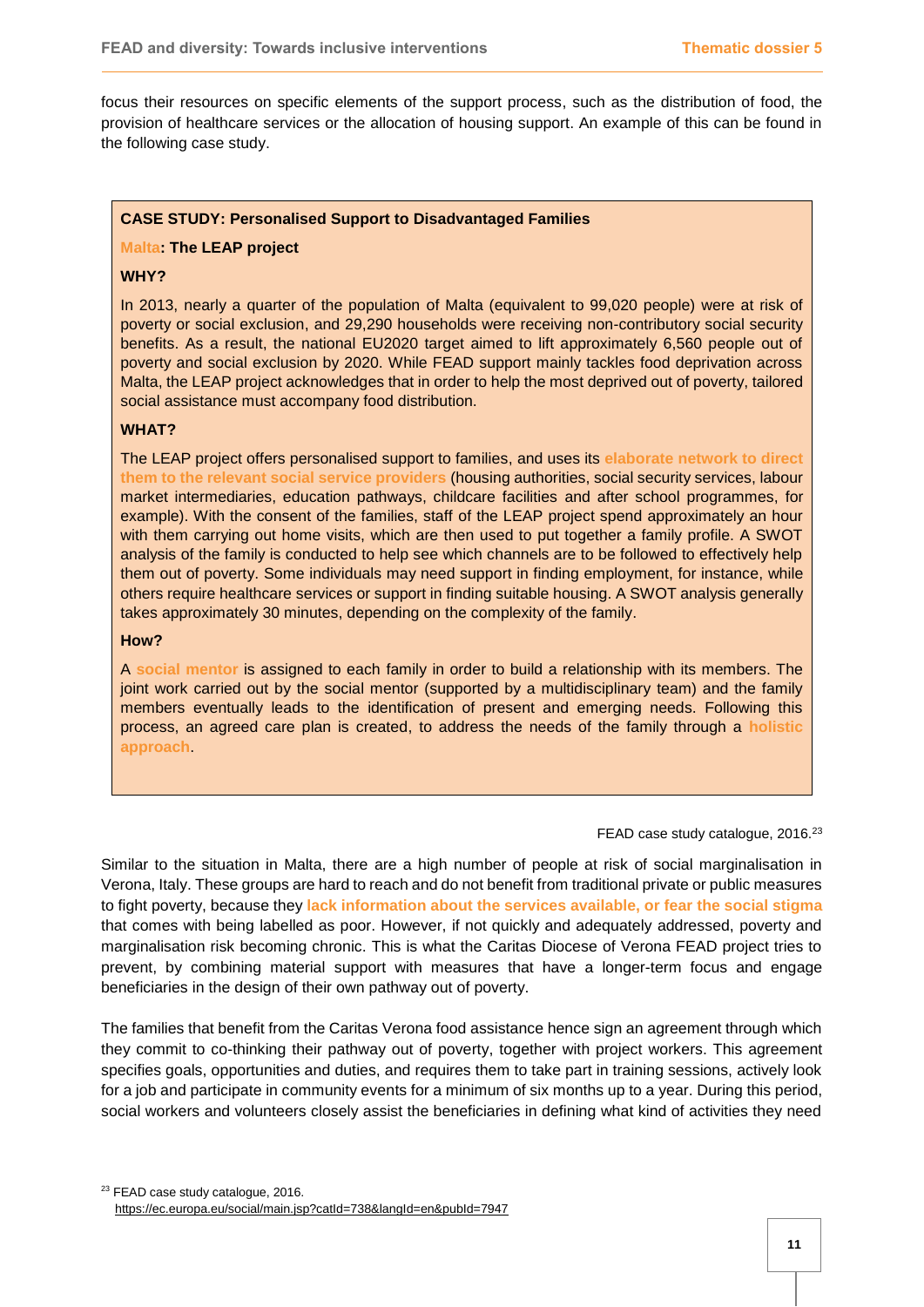focus their resources on specific elements of the support process, such as the distribution of food, the provision of healthcare services or the allocation of housing support. An example of this can be found in the following case study.

**CASE STUDY: Personalised Support to Disadvantaged Families**

**Malta: The LEAP project**

**WHY?**

In 2013, nearly a quarter of the population of Malta (equivalent to 99,020 people) were at risk of poverty or social exclusion, and 29,290 households were receiving non-contributory social security benefits. As a result, the national EU2020 target aimed to lift approximately 6,560 people out of poverty and social exclusion by 2020. While FEAD support mainly tackles food deprivation across Malta, the LEAP project acknowledges that in order to help the most deprived out of poverty, tailored social assistance must accompany food distribution.

**WHAT?**

The LEAP project offers personalised support to families, and uses its **elaborate network to direct them to the relevant social service providers** (housing authorities, social security services, labour market intermediaries, education pathways, childcare facilities and after school programmes, for example). With the consent of the families, staff of the LEAP project spend approximately an hour with them carrying out home visits, which are then used to put together a family profile. A SWOT analysis of the family is conducted to help see which channels are to be followed to effectively help them out of poverty. Some individuals may need support in finding employment, for instance, while others require healthcare services or support in finding suitable housing. A SWOT analysis generally takes approximately 30 minutes, depending on the complexity of the family.

**How?**

A **social mentor** is assigned to each family in order to build a relationship with its members. The joint work carried out by the social mentor (supported by a multidisciplinary team) and the family members eventually leads to the identification of present and emerging needs. Following this process, an agreed care plan is created, to address the needs of the family through a **holistic approach**.

FEAD case study catalogue, 2016.[23]

Similar to the situation in Malta, there are a high number of people at risk of social marginalisation in Verona, Italy. These groups are hard to reach and do not benefit from traditional private or public measures to fight poverty, because they **lack information about the services available, or fear the social stigma** that comes with being labelled as poor. However, if not quickly and adequately addressed, poverty and marginalisation risk becoming chronic. This is what the Caritas Diocese of Verona FEAD project tries to prevent, by combining material support with measures that have a longer-term focus and engage beneficiaries in the design of their own pathway out of poverty.

The families that benefit from the Caritas Verona food assistance hence sign an agreement through which they commit to co-thinking their pathway out of poverty, together with project workers. This agreement specifies goals, opportunities and duties, and requires them to take part in training sessions, actively look for a job and participate in community events for a minimum of six months up to a year. During this period, social workers and volunteers closely assist the beneficiaries in defining what kind of activities they need

[23] FEAD case study catalogue, 2016. https://ec.europa.eu/social/main.jsp?catId=738&langId=en&pubId=7947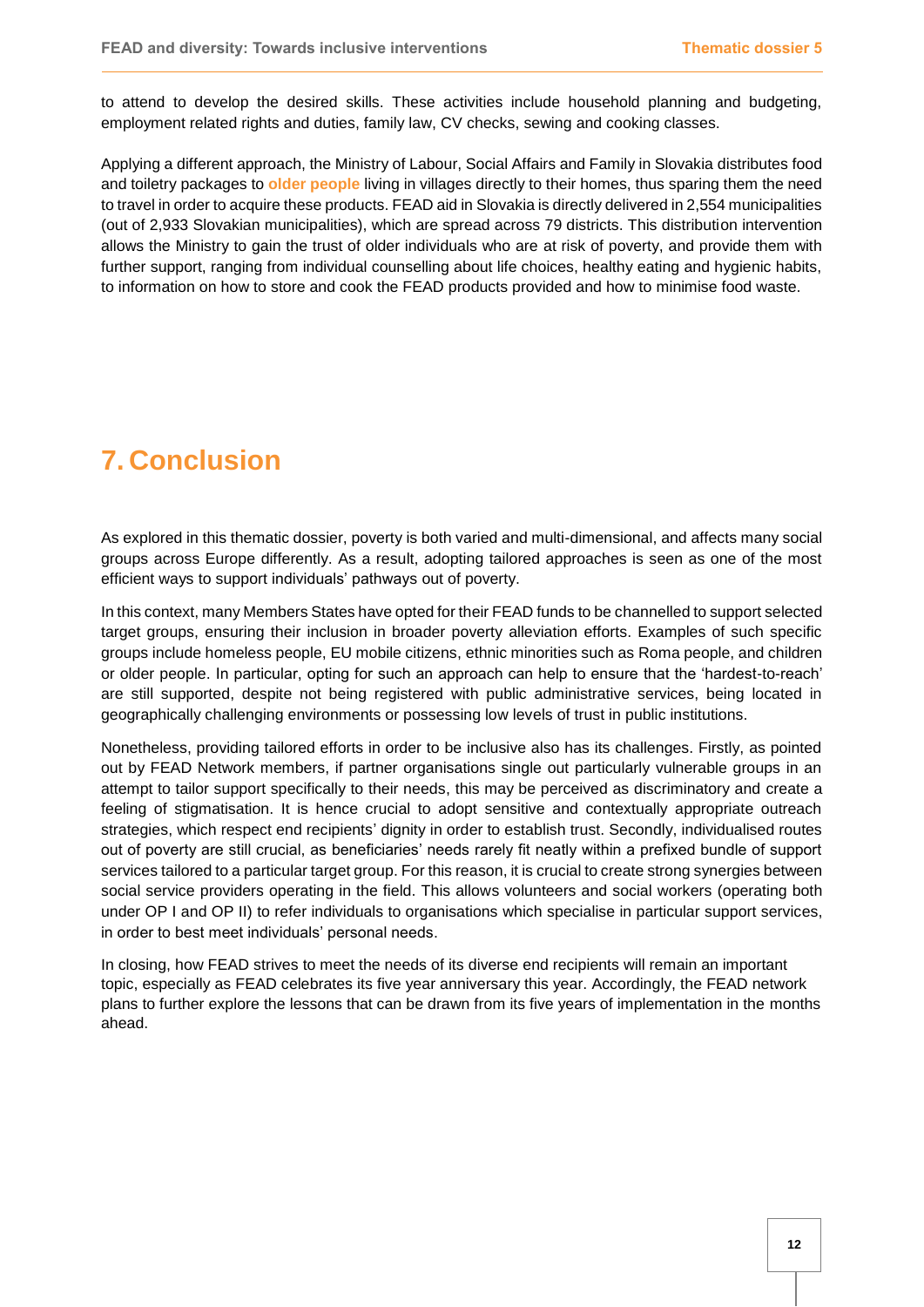to attend to develop the desired skills. These activities include household planning and budgeting, employment related rights and duties, family law, CV checks, sewing and cooking classes.

Applying a different approach, the Ministry of Labour, Social Affairs and Family in Slovakia distributes food and toiletry packages to **older people** living in villages directly to their homes, thus sparing them the need to travel in order to acquire these products. FEAD aid in Slovakia is directly delivered in 2,554 municipalities (out of 2,933 Slovakian municipalities), which are spread across 79 districts. This distribution intervention allows the Ministry to gain the trust of older individuals who are at risk of poverty, and provide them with further support, ranging from individual counselling about life choices, healthy eating and hygienic habits, to information on how to store and cook the FEAD products provided and how to minimise food waste.

# 7. Conclusion

As explored in this thematic dossier, poverty is both varied and multi-dimensional, and affects many social groups across Europe differently. As a result, adopting tailored approaches is seen as one of the most efficient ways to support individuals' pathways out of poverty.

In this context, many Members States have opted for their FEAD funds to be channelled to support selected target groups, ensuring their inclusion in broader poverty alleviation efforts. Examples of such specific groups include homeless people, EU mobile citizens, ethnic minorities such as Roma people, and children or older people. In particular, opting for such an approach can help to ensure that the 'hardest-to-reach' are still supported, despite not being registered with public administrative services, being located in geographically challenging environments or possessing low levels of trust in public institutions.

Nonetheless, providing tailored efforts in order to be inclusive also has its challenges. Firstly, as pointed out by FEAD Network members, if partner organisations single out particularly vulnerable groups in an attempt to tailor support specifically to their needs, this may be perceived as discriminatory and create a feeling of stigmatisation. It is hence crucial to adopt sensitive and contextually appropriate outreach strategies, which respect end recipients' dignity in order to establish trust. Secondly, individualised routes out of poverty are still crucial, as beneficiaries' needs rarely fit neatly within a prefixed bundle of support services tailored to a particular target group. For this reason, it is crucial to create strong synergies between social service providers operating in the field. This allows volunteers and social workers (operating both under OP I and OP II) to refer individuals to organisations which specialise in particular support services, in order to best meet individuals' personal needs.

In closing, how FEAD strives to meet the needs of its diverse end recipients will remain an important topic, especially as FEAD celebrates its five year anniversary this year. Accordingly, the FEAD network plans to further explore the lessons that can be drawn from its five years of implementation in the months ahead.